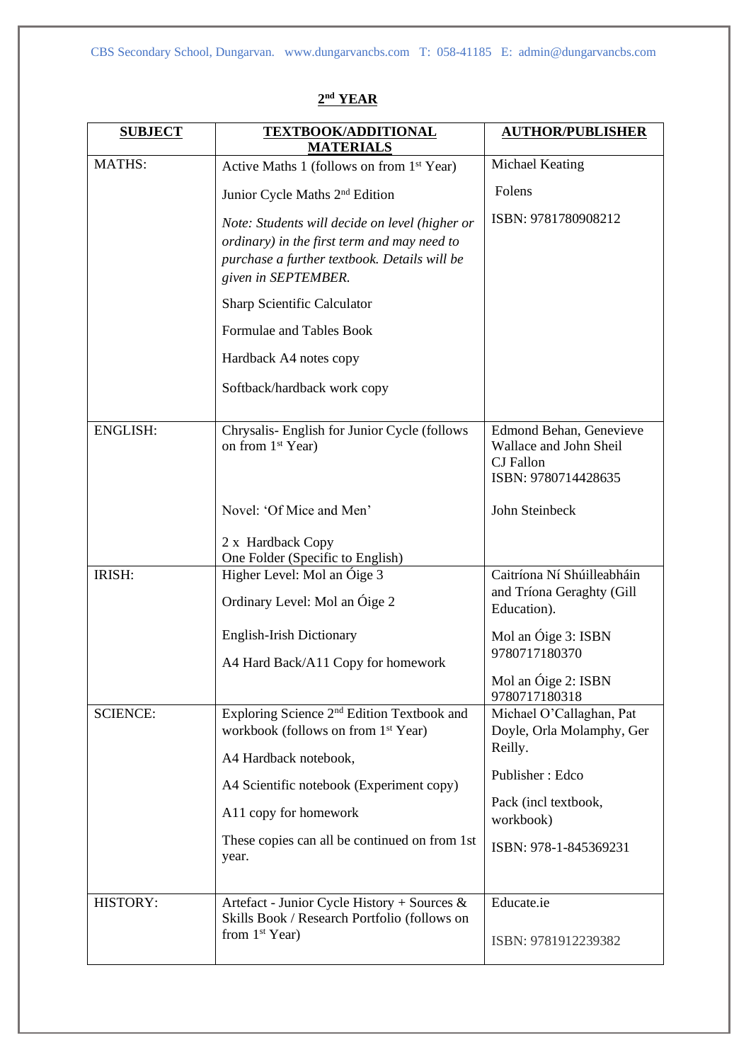CBS Secondary School, Dungarvan. www.dungarvancbs.com T: 058-41185 E: admin@dungarvancbs.com

## 2nd YEAR

| SUBJECT | TEXTBOOK/ADDITIONAL MATERIALS | AUTHOR/PUBLISHER |
|---|---|---|
| MATHS: | Active Maths 1 (follows on from 1st Year)<br><br>Junior Cycle Maths 2nd Edition<br><br>*Note: Students will decide on level (higher or ordinary) in the first term and may need to purchase a further textbook. Details will be given in SEPTEMBER.*<br><br>Sharp Scientific Calculator<br><br>Formulae and Tables Book<br><br>Hardback A4 notes copy<br><br>Softback/hardback work copy | Michael Keating<br><br>Folens<br><br>ISBN: 9781780908212 |
| ENGLISH: | Chrysalis- English for Junior Cycle (follows on from 1st Year)<br><br>Novel: 'Of Mice and Men'<br><br>2 x Hardback Copy<br>One Folder (Specific to English) | Edmond Behan, Genevieve Wallace and John Sheil<br>CJ Fallon<br>ISBN: 9780714428635<br><br>John Steinbeck |
| IRISH: | Higher Level: Mol an Óige 3<br><br>Ordinary Level: Mol an Óige 2<br><br>English-Irish Dictionary<br><br>A4 Hard Back/A11 Copy for homework | Caitríona Ní Shúilleabháin and Tríona Geraghty (Gill Education).<br><br>Mol an Óige 3: ISBN 9780717180370<br><br>Mol an Óige 2: ISBN 9780717180318 |
| SCIENCE: | Exploring Science 2nd Edition Textbook and workbook (follows on from 1st Year)<br><br>A4 Hardback notebook,<br><br>A4 Scientific notebook (Experiment copy)<br><br>A11 copy for homework<br><br>These copies can all be continued on from 1st year. | Michael O'Callaghan, Pat Doyle, Orla Molamphy, Ger Reilly.<br><br>Publisher : Edco<br><br>Pack (incl textbook, workbook)<br><br>ISBN: 978-1-845369231 |
| HISTORY: | Artefact - Junior Cycle History + Sources & Skills Book / Research Portfolio (follows on from 1st Year) | Educate.ie<br><br>ISBN: 9781912239382 |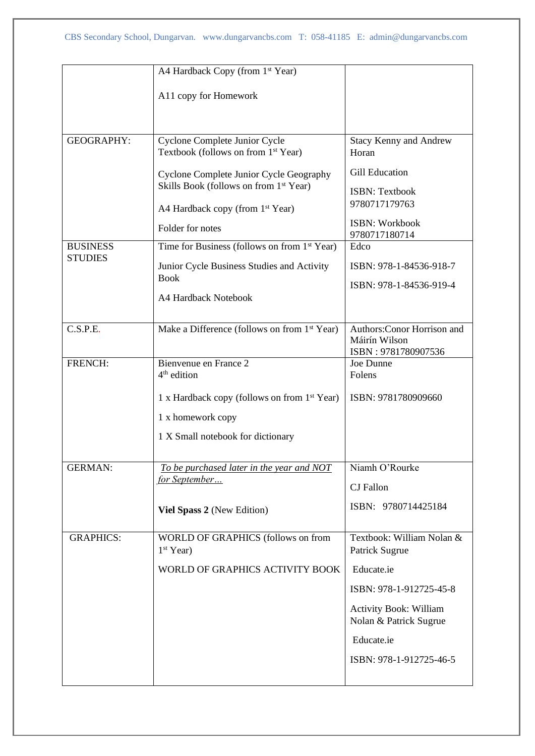| | | |
|---|---|---|
| | A4 Hardback Copy (from 1st Year)<br><br>A11 copy for Homework | |
| GEOGRAPHY: | Cyclone Complete Junior Cycle Textbook (follows on from 1st Year)<br><br>Cyclone Complete Junior Cycle Geography Skills Book (follows on from 1st Year)<br><br>A4 Hardback copy (from 1st Year)<br><br>Folder for notes | Stacy Kenny and Andrew Horan<br><br>Gill Education<br><br>ISBN: Textbook 9780717179763<br><br>ISBN: Workbook 9780717180714 |
| BUSINESS STUDIES | Time for Business (follows on from 1st Year)<br><br>Junior Cycle Business Studies and Activity Book<br><br>A4 Hardback Notebook | Edco<br><br>ISBN: 978-1-84536-918-7<br><br>ISBN: 978-1-84536-919-4 |
| C.S.P.E. | Make a Difference (follows on from 1st Year) | Authors:Conor Horrison and Máirín Wilson<br>ISBN : 9781780907536 |
| FRENCH: | Bienvenue en France 2<br>4th edition<br><br>1 x Hardback copy (follows on from 1st Year)<br><br>1 x homework copy<br><br>1 X Small notebook for dictionary | Joe Dunne<br>Folens<br><br>ISBN: 9781780909660 |
| GERMAN: | *To be purchased later in the year and NOT for September…*<br><br>**Viel Spass 2** (New Edition) | Niamh O'Rourke<br><br>CJ Fallon<br><br>ISBN: 9780714425184 |
| GRAPHICS: | WORLD OF GRAPHICS (follows on from 1st Year)<br><br>WORLD OF GRAPHICS ACTIVITY BOOK | Textbook: William Nolan & Patrick Sugrue<br><br>Educate.ie<br><br>ISBN: 978-1-912725-45-8<br><br>Activity Book: William Nolan & Patrick Sugrue<br><br>Educate.ie<br><br>ISBN: 978-1-912725-46-5 |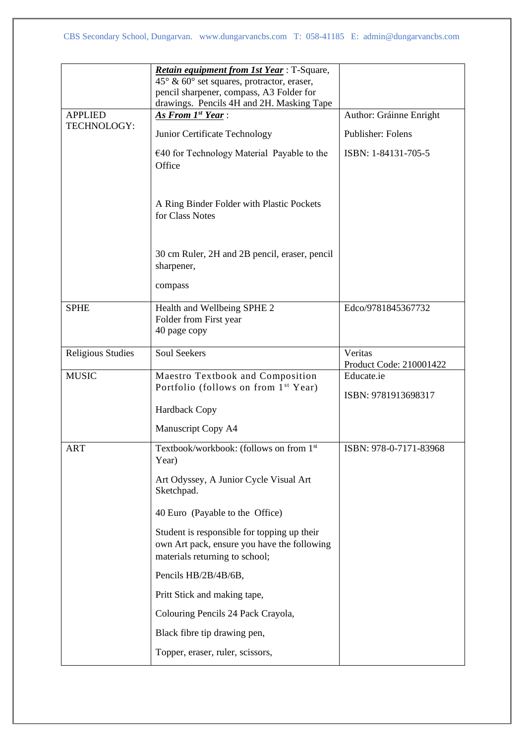| | | |
|---|---|---|
| | ***Retain equipment from 1st Year*** : T-Square, 45° & 60° set squares, protractor, eraser, pencil sharpener, compass, A3 Folder for drawings. Pencils 4H and 2H. Masking Tape | |
| APPLIED TECHNOLOGY: | ***As From 1st Year*** :<br><br>Junior Certificate Technology<br><br>€40 for Technology Material Payable to the Office<br><br>A Ring Binder Folder with Plastic Pockets for Class Notes<br><br>30 cm Ruler, 2H and 2B pencil, eraser, pencil sharpener,<br><br>compass | Author: Gráinne Enright<br><br>Publisher: Folens<br><br>ISBN: 1-84131-705-5 |
| SPHE | Health and Wellbeing SPHE 2<br>Folder from First year<br>40 page copy | Edco/9781845367732 |
| Religious Studies | Soul Seekers | Veritas<br>Product Code: 210001422 |
| MUSIC | Maestro Textbook and Composition Portfolio (follows on from 1st Year)<br><br>Hardback Copy<br><br>Manuscript Copy A4 | Educate.ie<br><br>ISBN: 9781913698317 |
| ART | Textbook/workbook: (follows on from 1st Year)<br><br>Art Odyssey, A Junior Cycle Visual Art Sketchpad.<br><br>40 Euro (Payable to the Office)<br><br>Student is responsible for topping up their own Art pack, ensure you have the following materials returning to school;<br><br>Pencils HB/2B/4B/6B,<br><br>Pritt Stick and making tape,<br><br>Colouring Pencils 24 Pack Crayola,<br><br>Black fibre tip drawing pen,<br><br>Topper, eraser, ruler, scissors, | ISBN: 978-0-7171-83968 |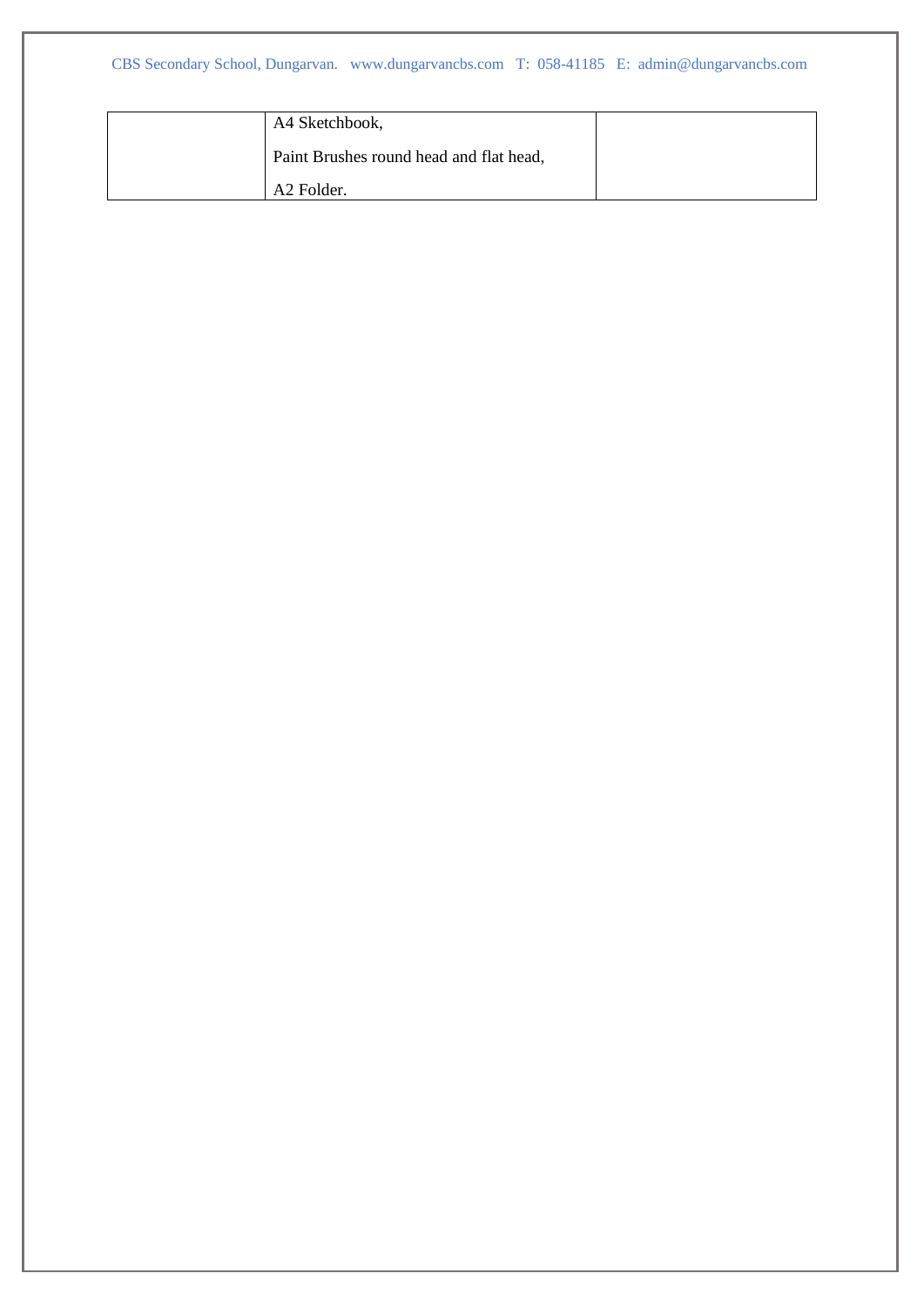| | | |
|---|---|---|
| | A4 Sketchbook,<br><br>Paint Brushes round head and flat head,<br><br>A2 Folder. | |